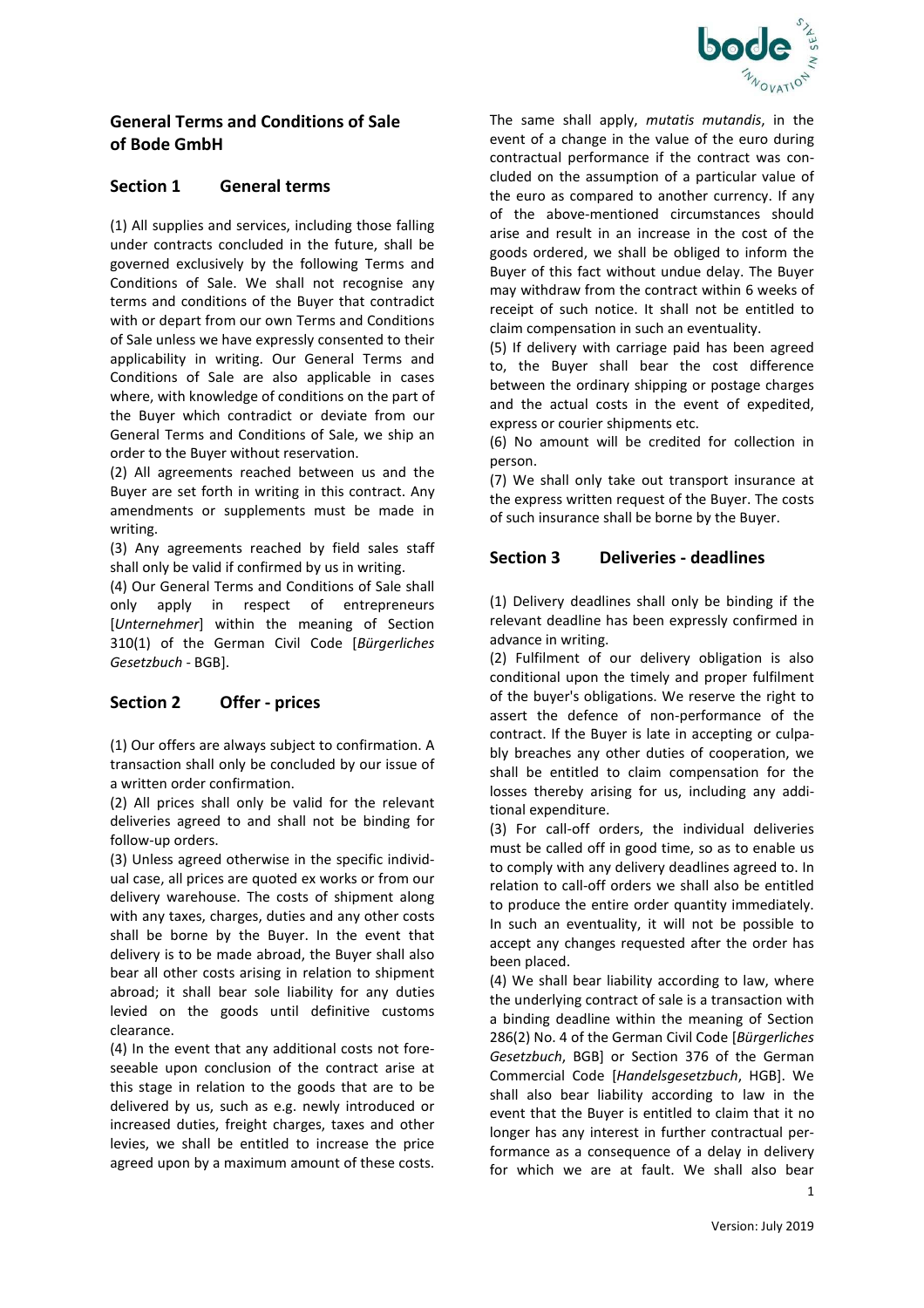## General Terms and Conditions of Sale of Bode GmbH

### Section 1 General terms

(1) All supplies and services, including those falling under contracts concluded in the future, shall be governed exclusively by the following Terms and Conditions of Sale. We shall not recognise any terms and conditions of the Buyer that contradict with or depart from our own Terms and Conditions of Sale unless we have expressly consented to their applicability in writing. Our General Terms and Conditions of Sale are also applicable in cases where, with knowledge of conditions on the part of the Buyer which contradict or deviate from our General Terms and Conditions of Sale, we ship an order to the Buyer without reservation.

(2) All agreements reached between us and the Buyer are set forth in writing in this contract. Any amendments or supplements must be made in writing.

(3) Any agreements reached by field sales staff shall only be valid if confirmed by us in writing.

(4) Our General Terms and Conditions of Sale shall only apply in respect of entrepreneurs [*Unternehmer*] within the meaning of Section 310(1) of the German Civil Code [*Bürgerliches Gesetzbuch* - BGB].

### Section 2 Offer - prices

(1) Our offers are always subject to confirmation. A transaction shall only be concluded by our issue of a written order confirmation.

(2) All prices shall only be valid for the relevant deliveries agreed to and shall not be binding for follow-up orders.

(3) Unless agreed otherwise in the specific individual case, all prices are quoted ex works or from our delivery warehouse. The costs of shipment along with any taxes, charges, duties and any other costs shall be borne by the Buyer. In the event that delivery is to be made abroad, the Buyer shall also bear all other costs arising in relation to shipment abroad; it shall bear sole liability for any duties levied on the goods until definitive customs clearance.

(4) In the event that any additional costs not foreseeable upon conclusion of the contract arise at this stage in relation to the goods that are to be delivered by us, such as e.g. newly introduced or increased duties, freight charges, taxes and other levies, we shall be entitled to increase the price agreed upon by a maximum amount of these costs. The same shall apply, *mutatis mutandis*, in the event of a change in the value of the euro during contractual performance if the contract was concluded on the assumption of a particular value of the euro as compared to another currency. If any of the above-mentioned circumstances should arise and result in an increase in the cost of the goods ordered, we shall be obliged to inform the Buyer of this fact without undue delay. The Buyer may withdraw from the contract within 6 weeks of receipt of such notice. It shall not be entitled to claim compensation in such an eventuality.

(5) If delivery with carriage paid has been agreed to, the Buyer shall bear the cost difference between the ordinary shipping or postage charges and the actual costs in the event of expedited, express or courier shipments etc.

(6) No amount will be credited for collection in person.

(7) We shall only take out transport insurance at the express written request of the Buyer. The costs of such insurance shall be borne by the Buyer.

### Section 3 Deliveries - deadlines

(1) Delivery deadlines shall only be binding if the relevant deadline has been expressly confirmed in advance in writing.

(2) Fulfilment of our delivery obligation is also conditional upon the timely and proper fulfilment of the buyer's obligations. We reserve the right to assert the defence of non-performance of the contract. If the Buyer is late in accepting or culpably breaches any other duties of cooperation, we shall be entitled to claim compensation for the losses thereby arising for us, including any additional expenditure.

(3) For call-off orders, the individual deliveries must be called off in good time, so as to enable us to comply with any delivery deadlines agreed to. In relation to call-off orders we shall also be entitled to produce the entire order quantity immediately. In such an eventuality, it will not be possible to accept any changes requested after the order has been placed.

(4) We shall bear liability according to law, where the underlying contract of sale is a transaction with a binding deadline within the meaning of Section 286(2) No. 4 of the German Civil Code [*Bürgerliches Gesetzbuch*, BGB] or Section 376 of the German Commercial Code [*Handelsgesetzbuch*, HGB]. We shall also bear liability according to law in the event that the Buyer is entitled to claim that it no longer has any interest in further contractual performance as a consequence of a delay in delivery for which we are at fault. We shall also bear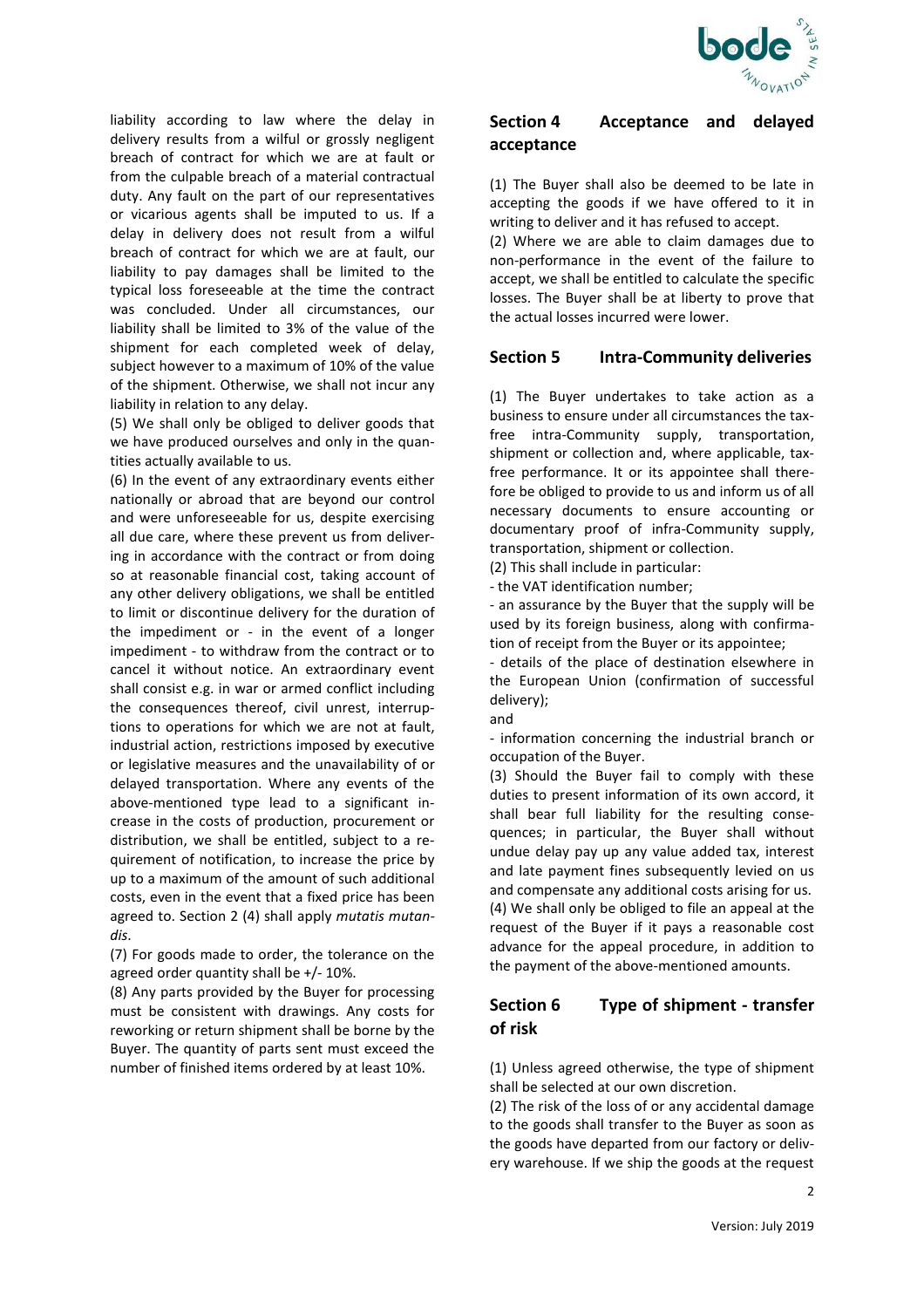liability according to law where the delay in delivery results from a wilful or grossly negligent breach of contract for which we are at fault or from the culpable breach of a material contractual duty. Any fault on the part of our representatives or vicarious agents shall be imputed to us. If a delay in delivery does not result from a wilful breach of contract for which we are at fault, our liability to pay damages shall be limited to the typical loss foreseeable at the time the contract was concluded. Under all circumstances, our liability shall be limited to 3% of the value of the shipment for each completed week of delay, subject however to a maximum of 10% of the value of the shipment. Otherwise, we shall not incur any liability in relation to any delay.

(5) We shall only be obliged to deliver goods that we have produced ourselves and only in the quantities actually available to us.

(6) In the event of any extraordinary events either nationally or abroad that are beyond our control and were unforeseeable for us, despite exercising all due care, where these prevent us from delivering in accordance with the contract or from doing so at reasonable financial cost, taking account of any other delivery obligations, we shall be entitled to limit or discontinue delivery for the duration of the impediment or - in the event of a longer impediment - to withdraw from the contract or to cancel it without notice. An extraordinary event shall consist e.g. in war or armed conflict including the consequences thereof, civil unrest, interruptions to operations for which we are not at fault, industrial action, restrictions imposed by executive or legislative measures and the unavailability of or delayed transportation. Where any events of the above-mentioned type lead to a significant increase in the costs of production, procurement or distribution, we shall be entitled, subject to a requirement of notification, to increase the price by up to a maximum of the amount of such additional costs, even in the event that a fixed price has been agreed to. Section 2 (4) shall apply *mutatis mutandis*.

(7) For goods made to order, the tolerance on the agreed order quantity shall be +/- 10%.

(8) Any parts provided by the Buyer for processing must be consistent with drawings. Any costs for reworking or return shipment shall be borne by the Buyer. The quantity of parts sent must exceed the number of finished items ordered by at least 10%.

## Section 4 Acceptance and delayed acceptance

(1) The Buyer shall also be deemed to be late in accepting the goods if we have offered to it in writing to deliver and it has refused to accept.

(2) Where we are able to claim damages due to non-performance in the event of the failure to accept, we shall be entitled to calculate the specific losses. The Buyer shall be at liberty to prove that the actual losses incurred were lower.

## Section 5 Intra-Community deliveries

(1) The Buyer undertakes to take action as a business to ensure under all circumstances the tax-free intra-Community supply, transportation, shipment or collection and, where applicable, tax-free performance. It or its appointee shall therefore be obliged to provide to us and inform us of all necessary documents to ensure accounting or documentary proof of infra-Community supply, transportation, shipment or collection.

(2) This shall include in particular:

- the VAT identification number;
- an assurance by the Buyer that the supply will be used by its foreign business, along with confirmation of receipt from the Buyer or its appointee;
- details of the place of destination elsewhere in the European Union (confirmation of successful delivery);

and

- information concerning the industrial branch or occupation of the Buyer.

(3) Should the Buyer fail to comply with these duties to present information of its own accord, it shall bear full liability for the resulting consequences; in particular, the Buyer shall without undue delay pay up any value added tax, interest and late payment fines subsequently levied on us and compensate any additional costs arising for us.

(4) We shall only be obliged to file an appeal at the request of the Buyer if it pays a reasonable cost advance for the appeal procedure, in addition to the payment of the above-mentioned amounts.

## Section 6 Type of shipment - transfer of risk

(1) Unless agreed otherwise, the type of shipment shall be selected at our own discretion.

(2) The risk of the loss of or any accidental damage to the goods shall transfer to the Buyer as soon as the goods have departed from our factory or delivery warehouse. If we ship the goods at the request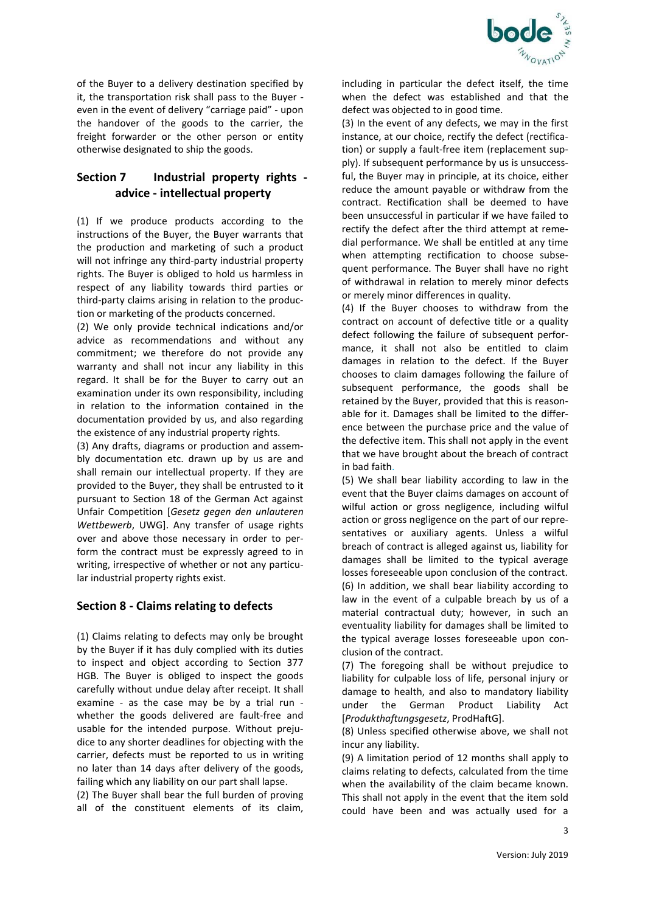of the Buyer to a delivery destination specified by it, the transportation risk shall pass to the Buyer - even in the event of delivery "carriage paid" - upon the handover of the goods to the carrier, the freight forwarder or the other person or entity otherwise designated to ship the goods.

## Section 7 Industrial property rights - advice - intellectual property

(1) If we produce products according to the instructions of the Buyer, the Buyer warrants that the production and marketing of such a product will not infringe any third-party industrial property rights. The Buyer is obliged to hold us harmless in respect of any liability towards third parties or third-party claims arising in relation to the production or marketing of the products concerned.

(2) We only provide technical indications and/or advice as recommendations and without any commitment; we therefore do not provide any warranty and shall not incur any liability in this regard. It shall be for the Buyer to carry out an examination under its own responsibility, including in relation to the information contained in the documentation provided by us, and also regarding the existence of any industrial property rights.

(3) Any drafts, diagrams or production and assembly documentation etc. drawn up by us are and shall remain our intellectual property. If they are provided to the Buyer, they shall be entrusted to it pursuant to Section 18 of the German Act against Unfair Competition [*Gesetz gegen den unlauteren Wettbewerb*, UWG]. Any transfer of usage rights over and above those necessary in order to perform the contract must be expressly agreed to in writing, irrespective of whether or not any particular industrial property rights exist.

## Section 8 - Claims relating to defects

(1) Claims relating to defects may only be brought by the Buyer if it has duly complied with its duties to inspect and object according to Section 377 HGB. The Buyer is obliged to inspect the goods carefully without undue delay after receipt. It shall examine - as the case may be by a trial run - whether the goods delivered are fault-free and usable for the intended purpose. Without prejudice to any shorter deadlines for objecting with the carrier, defects must be reported to us in writing no later than 14 days after delivery of the goods, failing which any liability on our part shall lapse.

(2) The Buyer shall bear the full burden of proving all of the constituent elements of its claim, including in particular the defect itself, the time when the defect was established and that the defect was objected to in good time.

(3) In the event of any defects, we may in the first instance, at our choice, rectify the defect (rectification) or supply a fault-free item (replacement supply). If subsequent performance by us is unsuccessful, the Buyer may in principle, at its choice, either reduce the amount payable or withdraw from the contract. Rectification shall be deemed to have been unsuccessful in particular if we have failed to rectify the defect after the third attempt at remedial performance. We shall be entitled at any time when attempting rectification to choose subsequent performance. The Buyer shall have no right of withdrawal in relation to merely minor defects or merely minor differences in quality.

(4) If the Buyer chooses to withdraw from the contract on account of defective title or a quality defect following the failure of subsequent performance, it shall not also be entitled to claim damages in relation to the defect. If the Buyer chooses to claim damages following the failure of subsequent performance, the goods shall be retained by the Buyer, provided that this is reasonable for it. Damages shall be limited to the difference between the purchase price and the value of the defective item. This shall not apply in the event that we have brought about the breach of contract in bad faith.

(5) We shall bear liability according to law in the event that the Buyer claims damages on account of wilful action or gross negligence, including wilful action or gross negligence on the part of our representatives or auxiliary agents. Unless a wilful breach of contract is alleged against us, liability for damages shall be limited to the typical average losses foreseeable upon conclusion of the contract.

(6) In addition, we shall bear liability according to law in the event of a culpable breach by us of a material contractual duty; however, in such an eventuality liability for damages shall be limited to the typical average losses foreseeable upon conclusion of the contract.

(7) The foregoing shall be without prejudice to liability for culpable loss of life, personal injury or damage to health, and also to mandatory liability under the German Product Liability Act [*Produkthaftungsgesetz*, ProdHaftG].

(8) Unless specified otherwise above, we shall not incur any liability.

(9) A limitation period of 12 months shall apply to claims relating to defects, calculated from the time when the availability of the claim became known. This shall not apply in the event that the item sold could have been and was actually used for a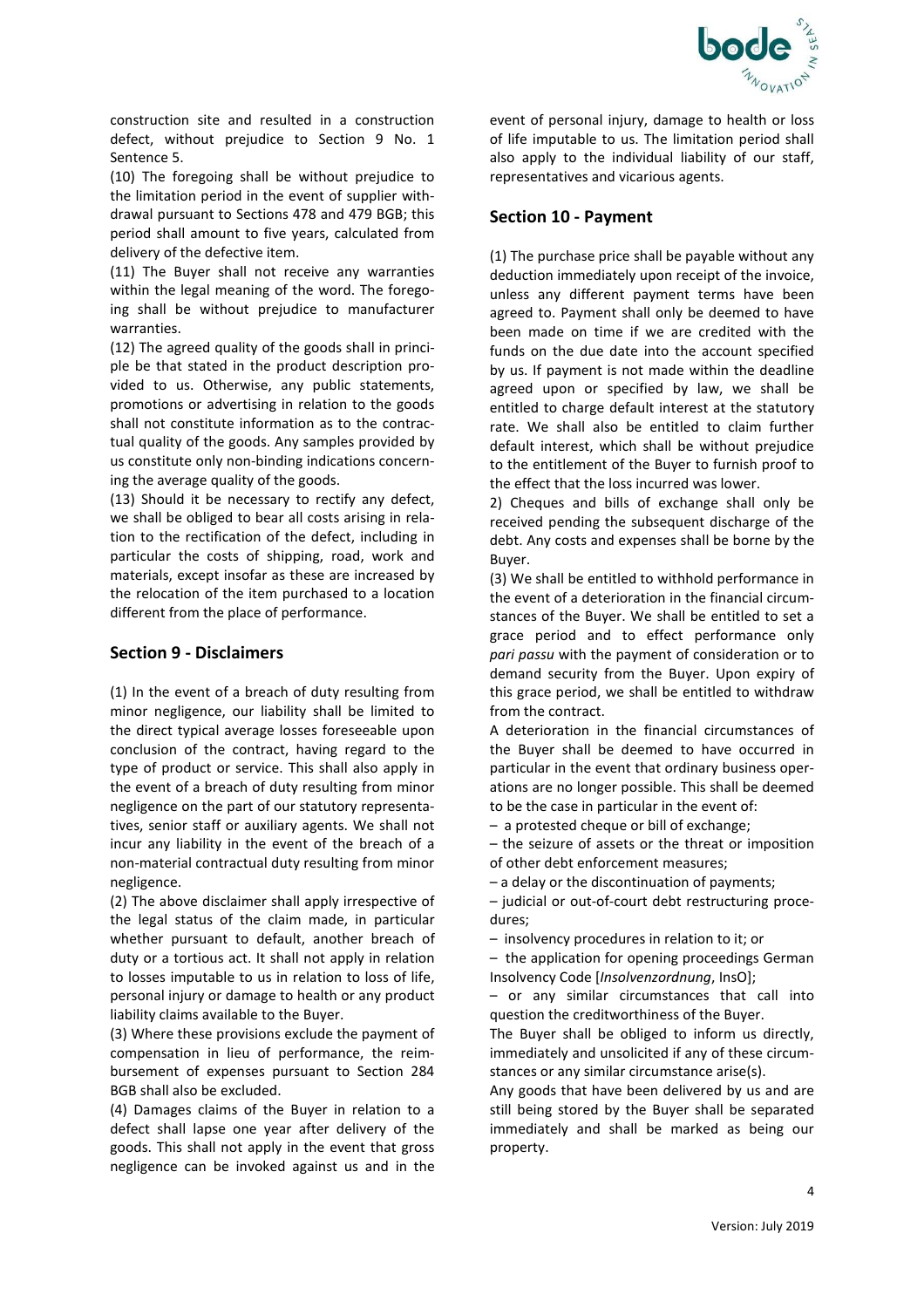construction site and resulted in a construction defect, without prejudice to Section 9 No. 1 Sentence 5.

(10) The foregoing shall be without prejudice to the limitation period in the event of supplier withdrawal pursuant to Sections 478 and 479 BGB; this period shall amount to five years, calculated from delivery of the defective item.

(11) The Buyer shall not receive any warranties within the legal meaning of the word. The foregoing shall be without prejudice to manufacturer warranties.

(12) The agreed quality of the goods shall in principle be that stated in the product description provided to us. Otherwise, any public statements, promotions or advertising in relation to the goods shall not constitute information as to the contractual quality of the goods. Any samples provided by us constitute only non-binding indications concerning the average quality of the goods.

(13) Should it be necessary to rectify any defect, we shall be obliged to bear all costs arising in relation to the rectification of the defect, including in particular the costs of shipping, road, work and materials, except insofar as these are increased by the relocation of the item purchased to a location different from the place of performance.

## Section 9 - Disclaimers

(1) In the event of a breach of duty resulting from minor negligence, our liability shall be limited to the direct typical average losses foreseeable upon conclusion of the contract, having regard to the type of product or service. This shall also apply in the event of a breach of duty resulting from minor negligence on the part of our statutory representatives, senior staff or auxiliary agents. We shall not incur any liability in the event of the breach of a non-material contractual duty resulting from minor negligence.

(2) The above disclaimer shall apply irrespective of the legal status of the claim made, in particular whether pursuant to default, another breach of duty or a tortious act. It shall not apply in relation to losses imputable to us in relation to loss of life, personal injury or damage to health or any product liability claims available to the Buyer.

(3) Where these provisions exclude the payment of compensation in lieu of performance, the reimbursement of expenses pursuant to Section 284 BGB shall also be excluded.

(4) Damages claims of the Buyer in relation to a defect shall lapse one year after delivery of the goods. This shall not apply in the event that gross negligence can be invoked against us and in the event of personal injury, damage to health or loss of life imputable to us. The limitation period shall also apply to the individual liability of our staff, representatives and vicarious agents.

## Section 10 - Payment

(1) The purchase price shall be payable without any deduction immediately upon receipt of the invoice, unless any different payment terms have been agreed to. Payment shall only be deemed to have been made on time if we are credited with the funds on the due date into the account specified by us. If payment is not made within the deadline agreed upon or specified by law, we shall be entitled to charge default interest at the statutory rate. We shall also be entitled to claim further default interest, which shall be without prejudice to the entitlement of the Buyer to furnish proof to the effect that the loss incurred was lower.

2) Cheques and bills of exchange shall only be received pending the subsequent discharge of the debt. Any costs and expenses shall be borne by the Buyer.

(3) We shall be entitled to withhold performance in the event of a deterioration in the financial circumstances of the Buyer. We shall be entitled to set a grace period and to effect performance only *pari passu* with the payment of consideration or to demand security from the Buyer. Upon expiry of this grace period, we shall be entitled to withdraw from the contract.

A deterioration in the financial circumstances of the Buyer shall be deemed to have occurred in particular in the event that ordinary business operations are no longer possible. This shall be deemed to be the case in particular in the event of:

- a protested cheque or bill of exchange;
- the seizure of assets or the threat or imposition of other debt enforcement measures;
- a delay or the discontinuation of payments;
- judicial or out-of-court debt restructuring procedures;
- insolvency procedures in relation to it; or
- the application for opening proceedings German Insolvency Code [*Insolvenzordnung*, InsO];
- or any similar circumstances that call into question the creditworthiness of the Buyer.

The Buyer shall be obliged to inform us directly, immediately and unsolicited if any of these circumstances or any similar circumstance arise(s).

Any goods that have been delivered by us and are still being stored by the Buyer shall be separated immediately and shall be marked as being our property.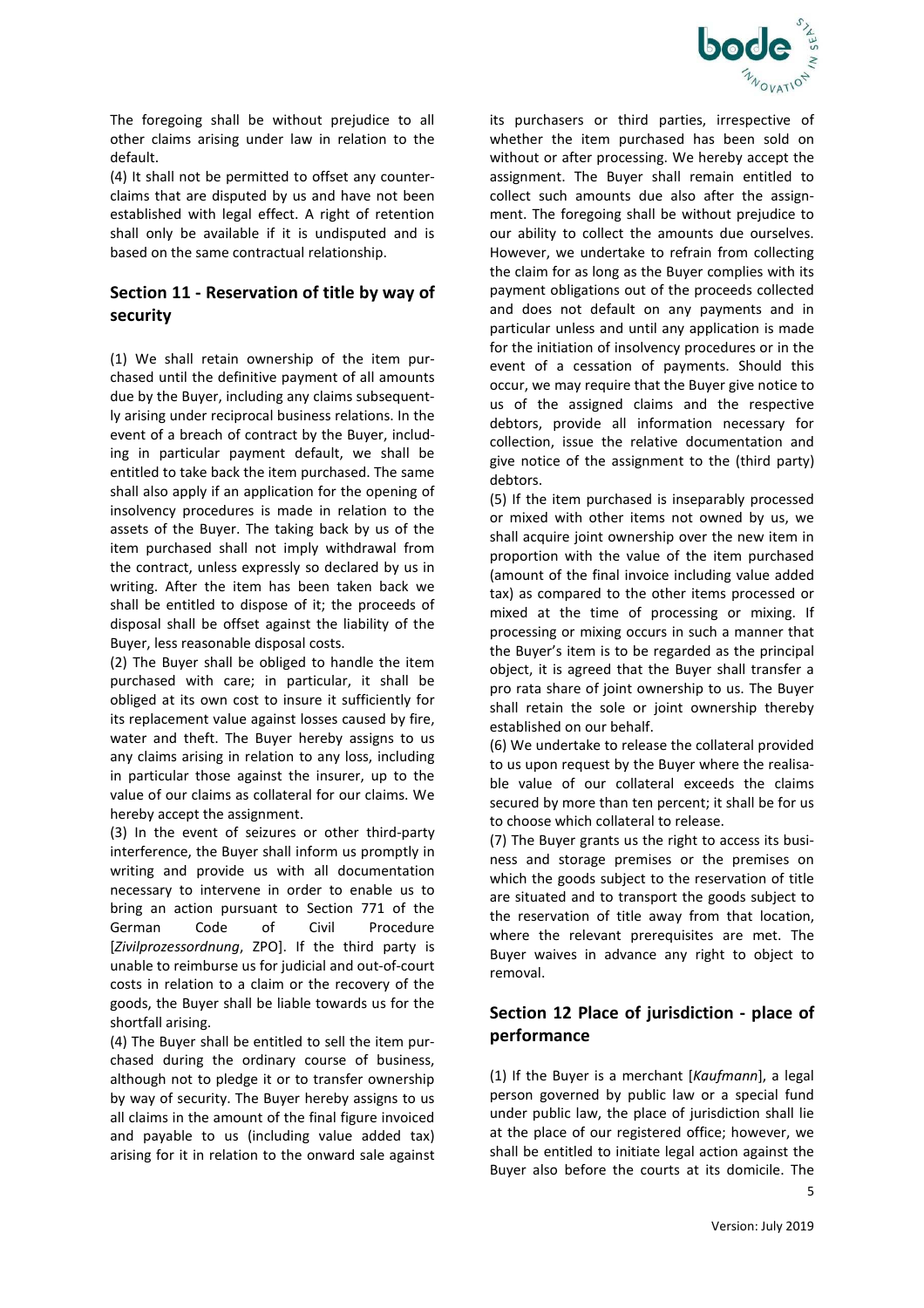The foregoing shall be without prejudice to all other claims arising under law in relation to the default.

(4) It shall not be permitted to offset any counter-claims that are disputed by us and have not been established with legal effect. A right of retention shall only be available if it is undisputed and is based on the same contractual relationship.

## Section 11 - Reservation of title by way of security

(1) We shall retain ownership of the item purchased until the definitive payment of all amounts due by the Buyer, including any claims subsequently arising under reciprocal business relations. In the event of a breach of contract by the Buyer, including in particular payment default, we shall be entitled to take back the item purchased. The same shall also apply if an application for the opening of insolvency procedures is made in relation to the assets of the Buyer. The taking back by us of the item purchased shall not imply withdrawal from the contract, unless expressly so declared by us in writing. After the item has been taken back we shall be entitled to dispose of it; the proceeds of disposal shall be offset against the liability of the Buyer, less reasonable disposal costs.

(2) The Buyer shall be obliged to handle the item purchased with care; in particular, it shall be obliged at its own cost to insure it sufficiently for its replacement value against losses caused by fire, water and theft. The Buyer hereby assigns to us any claims arising in relation to any loss, including in particular those against the insurer, up to the value of our claims as collateral for our claims. We hereby accept the assignment.

(3) In the event of seizures or other third-party interference, the Buyer shall inform us promptly in writing and provide us with all documentation necessary to intervene in order to enable us to bring an action pursuant to Section 771 of the German Code of Civil Procedure [*Zivilprozessordnung*, ZPO]. If the third party is unable to reimburse us for judicial and out-of-court costs in relation to a claim or the recovery of the goods, the Buyer shall be liable towards us for the shortfall arising.

(4) The Buyer shall be entitled to sell the item purchased during the ordinary course of business, although not to pledge it or to transfer ownership by way of security. The Buyer hereby assigns to us all claims in the amount of the final figure invoiced and payable to us (including value added tax) arising for it in relation to the onward sale against its purchasers or third parties, irrespective of whether the item purchased has been sold on without or after processing. We hereby accept the assignment. The Buyer shall remain entitled to collect such amounts due also after the assignment. The foregoing shall be without prejudice to our ability to collect the amounts due ourselves. However, we undertake to refrain from collecting the claim for as long as the Buyer complies with its payment obligations out of the proceeds collected and does not default on any payments and in particular unless and until any application is made for the initiation of insolvency procedures or in the event of a cessation of payments. Should this occur, we may require that the Buyer give notice to us of the assigned claims and the respective debtors, provide all information necessary for collection, issue the relative documentation and give notice of the assignment to the (third party) debtors.

(5) If the item purchased is inseparably processed or mixed with other items not owned by us, we shall acquire joint ownership over the new item in proportion with the value of the item purchased (amount of the final invoice including value added tax) as compared to the other items processed or mixed at the time of processing or mixing. If processing or mixing occurs in such a manner that the Buyer's item is to be regarded as the principal object, it is agreed that the Buyer shall transfer a pro rata share of joint ownership to us. The Buyer shall retain the sole or joint ownership thereby established on our behalf.

(6) We undertake to release the collateral provided to us upon request by the Buyer where the realisable value of our collateral exceeds the claims secured by more than ten percent; it shall be for us to choose which collateral to release.

(7) The Buyer grants us the right to access its business and storage premises or the premises on which the goods subject to the reservation of title are situated and to transport the goods subject to the reservation of title away from that location, where the relevant prerequisites are met. The Buyer waives in advance any right to object to removal.

## Section 12 Place of jurisdiction - place of performance

(1) If the Buyer is a merchant [*Kaufmann*], a legal person governed by public law or a special fund under public law, the place of jurisdiction shall lie at the place of our registered office; however, we shall be entitled to initiate legal action against the Buyer also before the courts at its domicile. The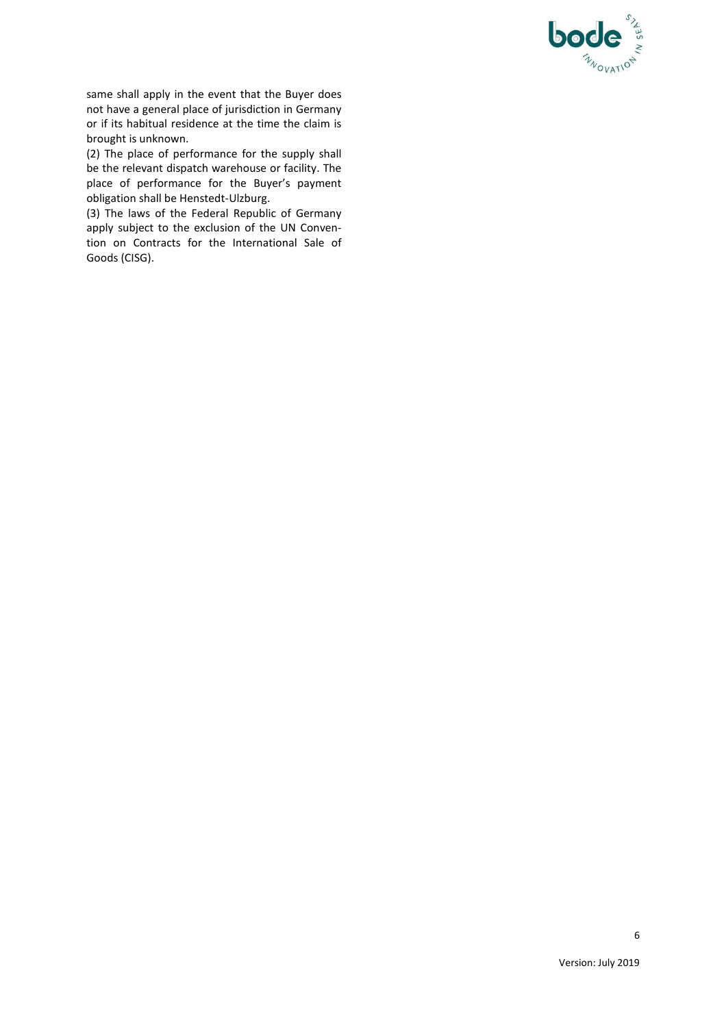same shall apply in the event that the Buyer does not have a general place of jurisdiction in Germany or if its habitual residence at the time the claim is brought is unknown.

(2) The place of performance for the supply shall be the relevant dispatch warehouse or facility. The place of performance for the Buyer's payment obligation shall be Henstedt-Ulzburg.

(3) The laws of the Federal Republic of Germany apply subject to the exclusion of the UN Convention on Contracts for the International Sale of Goods (CISG).